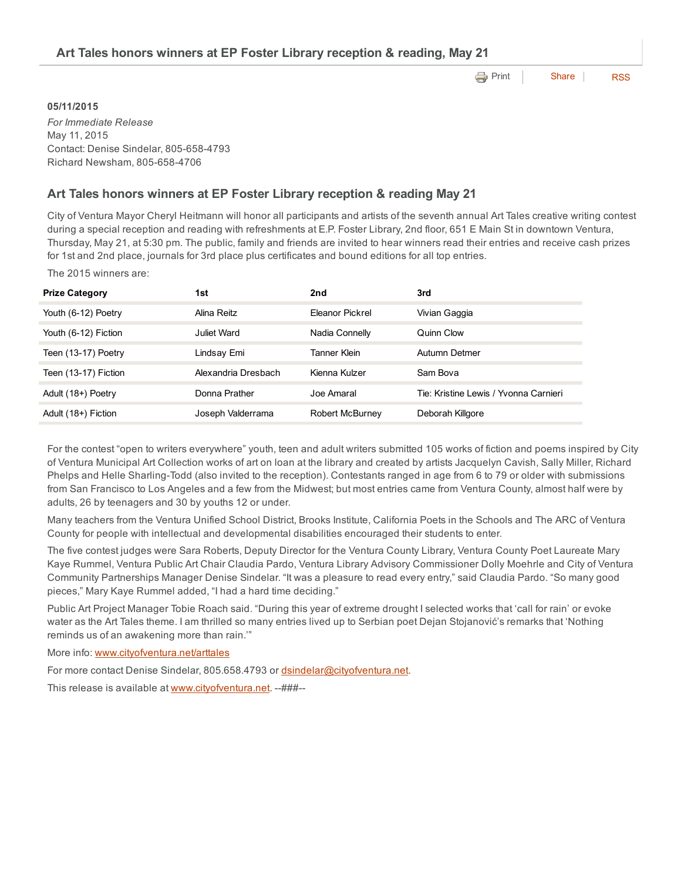# Art Tales honors winners at EP Foster Library reception & reading, May 21

**05/11/2015**

*For Immediate Release*
May 11, 2015
Contact: Denise Sindelar, 805-658-4793
Richard Newsham, 805-658-4706

## Art Tales honors winners at EP Foster Library reception & reading May 21

City of Ventura Mayor Cheryl Heitmann will honor all participants and artists of the seventh annual Art Tales creative writing contest during a special reception and reading with refreshments at E.P. Foster Library, 2nd floor, 651 E Main St in downtown Ventura, Thursday, May 21, at 5:30 pm. The public, family and friends are invited to hear winners read their entries and receive cash prizes for 1st and 2nd place, journals for 3rd place plus certificates and bound editions for all top entries.

The 2015 winners are:

| Prize Category | 1st | 2nd | 3rd |
|---|---|---|---|
| Youth (6-12) Poetry | Alina Reitz | Eleanor Pickrel | Vivian Gaggia |
| Youth (6-12) Fiction | Juliet Ward | Nadia Connelly | Quinn Clow |
| Teen (13-17) Poetry | Lindsay Emi | Tanner Klein | Autumn Detmer |
| Teen (13-17) Fiction | Alexandria Dresbach | Kienna Kulzer | Sam Bova |
| Adult (18+) Poetry | Donna Prather | Joe Amaral | Tie: Kristine Lewis / Yvonna Carnieri |
| Adult (18+) Fiction | Joseph Valderrama | Robert McBurney | Deborah Killgore |

For the contest "open to writers everywhere" youth, teen and adult writers submitted 105 works of fiction and poems inspired by City of Ventura Municipal Art Collection works of art on loan at the library and created by artists Jacquelyn Cavish, Sally Miller, Richard Phelps and Helle Sharling-Todd (also invited to the reception). Contestants ranged in age from 6 to 79 or older with submissions from San Francisco to Los Angeles and a few from the Midwest; but most entries came from Ventura County, almost half were by adults, 26 by teenagers and 30 by youths 12 or under.

Many teachers from the Ventura Unified School District, Brooks Institute, California Poets in the Schools and The ARC of Ventura County for people with intellectual and developmental disabilities encouraged their students to enter.

The five contest judges were Sara Roberts, Deputy Director for the Ventura County Library, Ventura County Poet Laureate Mary Kaye Rummel, Ventura Public Art Chair Claudia Pardo, Ventura Library Advisory Commissioner Dolly Moehrle and City of Ventura Community Partnerships Manager Denise Sindelar. "It was a pleasure to read every entry," said Claudia Pardo. "So many good pieces," Mary Kaye Rummel added, "I had a hard time deciding."

Public Art Project Manager Tobie Roach said. "During this year of extreme drought I selected works that 'call for rain' or evoke water as the Art Tales theme. I am thrilled so many entries lived up to Serbian poet Dejan Stojanović's remarks that 'Nothing reminds us of an awakening more than rain.'"

More info: www.cityofventura.net/arttales

For more contact Denise Sindelar, 805.658.4793 or dsindelar@cityofventura.net.

This release is available at www.cityofventura.net. --###--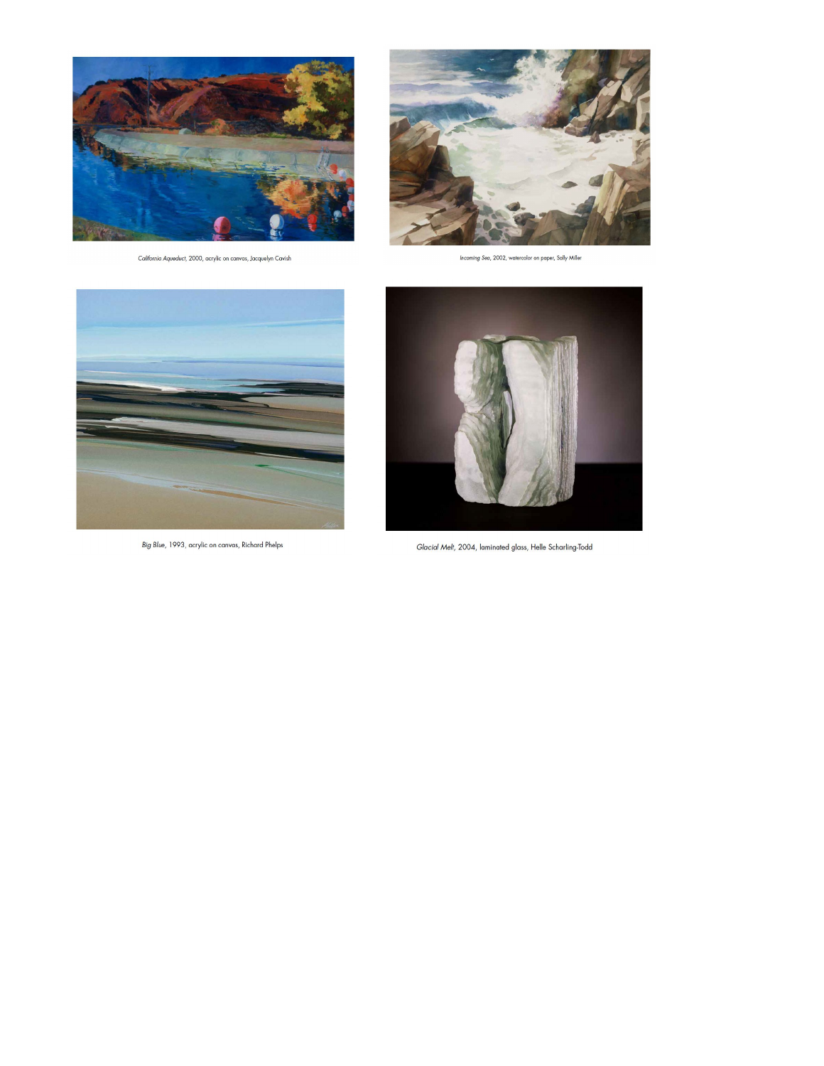*California Aqueduct*, 2000, acrylic on canvas, Jacquelyn Cavish

*Incoming Sea*, 2002, watercolor on paper, Sally Miller

*Big Blue*, 1993, acrylic on canvas, Richard Phelps

*Glacial Melt*, 2004, laminated glass, Helle Scharling-Todd